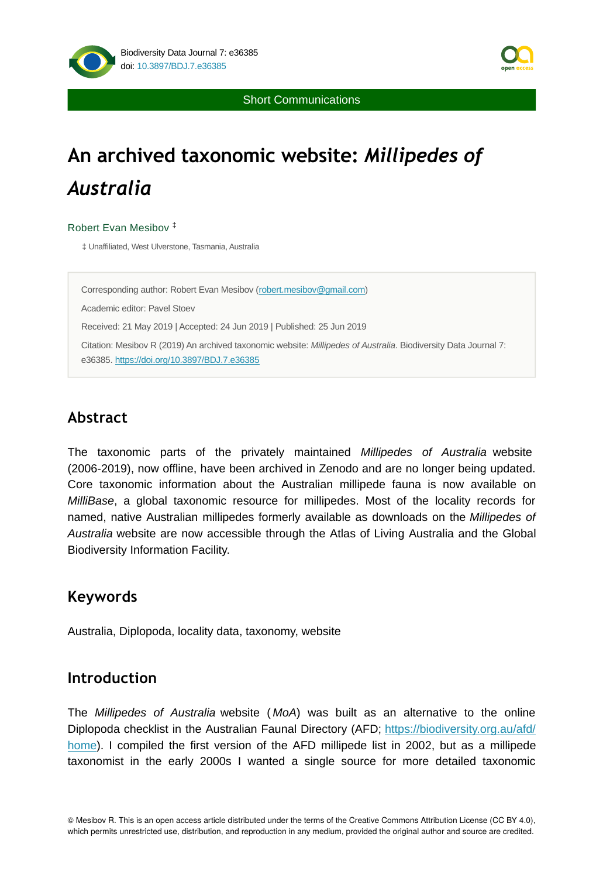Short Communications

# An archived taxonomic website: *Millipedes of Australia*

Robert Evan Mesibov [‡]

‡ Unaffiliated, West Ulverstone, Tasmania, Australia

Corresponding author: Robert Evan Mesibov (robert.mesibov@gmail.com)

Academic editor: Pavel Stoev

Received: 21 May 2019 | Accepted: 24 Jun 2019 | Published: 25 Jun 2019

Citation: Mesibov R (2019) An archived taxonomic website: *Millipedes of Australia*. Biodiversity Data Journal 7: e36385. https://doi.org/10.3897/BDJ.7.e36385

## Abstract

The taxonomic parts of the privately maintained *Millipedes of Australia* website (2006-2019), now offline, have been archived in Zenodo and are no longer being updated. Core taxonomic information about the Australian millipede fauna is now available on *MilliBase*, a global taxonomic resource for millipedes. Most of the locality records for named, native Australian millipedes formerly available as downloads on the *Millipedes of Australia* website are now accessible through the Atlas of Living Australia and the Global Biodiversity Information Facility.

## Keywords

Australia, Diplopoda, locality data, taxonomy, website

## Introduction

The *Millipedes of Australia* website (*MoA*) was built as an alternative to the online Diplopoda checklist in the Australian Faunal Directory (AFD; https://biodiversity.org.au/afd/home). I compiled the first version of the AFD millipede list in 2002, but as a millipede taxonomist in the early 2000s I wanted a single source for more detailed taxonomic

© Mesibov R. This is an open access article distributed under the terms of the Creative Commons Attribution License (CC BY 4.0), which permits unrestricted use, distribution, and reproduction in any medium, provided the original author and source are credited.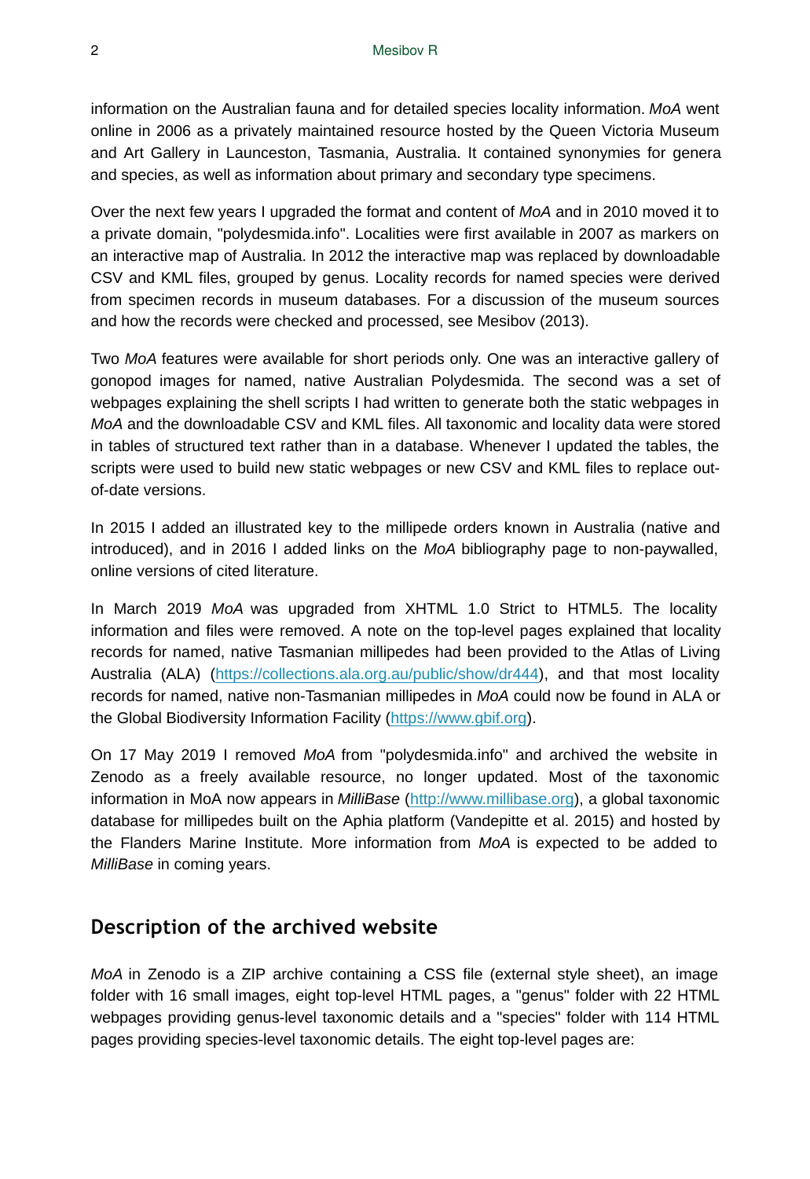information on the Australian fauna and for detailed species locality information. *MoA* went online in 2006 as a privately maintained resource hosted by the Queen Victoria Museum and Art Gallery in Launceston, Tasmania, Australia. It contained synonymies for genera and species, as well as information about primary and secondary type specimens.

Over the next few years I upgraded the format and content of *MoA* and in 2010 moved it to a private domain, "polydesmida.info". Localities were first available in 2007 as markers on an interactive map of Australia. In 2012 the interactive map was replaced by downloadable CSV and KML files, grouped by genus. Locality records for named species were derived from specimen records in museum databases. For a discussion of the museum sources and how the records were checked and processed, see Mesibov (2013).

Two *MoA* features were available for short periods only. One was an interactive gallery of gonopod images for named, native Australian Polydesmida. The second was a set of webpages explaining the shell scripts I had written to generate both the static webpages in *MoA* and the downloadable CSV and KML files. All taxonomic and locality data were stored in tables of structured text rather than in a database. Whenever I updated the tables, the scripts were used to build new static webpages or new CSV and KML files to replace out-of-date versions.

In 2015 I added an illustrated key to the millipede orders known in Australia (native and introduced), and in 2016 I added links on the *MoA* bibliography page to non-paywalled, online versions of cited literature.

In March 2019 *MoA* was upgraded from XHTML 1.0 Strict to HTML5. The locality information and files were removed. A note on the top-level pages explained that locality records for named, native Tasmanian millipedes had been provided to the Atlas of Living Australia (ALA) (https://collections.ala.org.au/public/show/dr444), and that most locality records for named, native non-Tasmanian millipedes in *MoA* could now be found in ALA or the Global Biodiversity Information Facility (https://www.gbif.org).

On 17 May 2019 I removed *MoA* from "polydesmida.info" and archived the website in Zenodo as a freely available resource, no longer updated. Most of the taxonomic information in MoA now appears in *MilliBase* (http://www.millibase.org), a global taxonomic database for millipedes built on the Aphia platform (Vandepitte et al. 2015) and hosted by the Flanders Marine Institute. More information from *MoA* is expected to be added to *MilliBase* in coming years.

## Description of the archived website

*MoA* in Zenodo is a ZIP archive containing a CSS file (external style sheet), an image folder with 16 small images, eight top-level HTML pages, a "genus" folder with 22 HTML webpages providing genus-level taxonomic details and a "species" folder with 114 HTML pages providing species-level taxonomic details. The eight top-level pages are: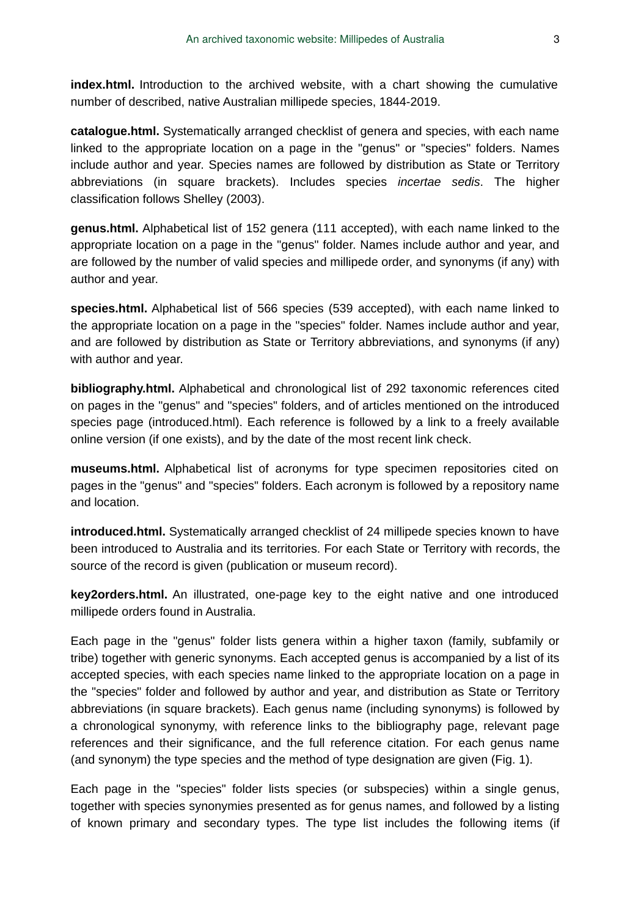**index.html.** Introduction to the archived website, with a chart showing the cumulative number of described, native Australian millipede species, 1844-2019.

**catalogue.html.** Systematically arranged checklist of genera and species, with each name linked to the appropriate location on a page in the "genus" or "species" folders. Names include author and year. Species names are followed by distribution as State or Territory abbreviations (in square brackets). Includes species *incertae sedis*. The higher classification follows Shelley (2003).

**genus.html.** Alphabetical list of 152 genera (111 accepted), with each name linked to the appropriate location on a page in the "genus" folder. Names include author and year, and are followed by the number of valid species and millipede order, and synonyms (if any) with author and year.

**species.html.** Alphabetical list of 566 species (539 accepted), with each name linked to the appropriate location on a page in the "species" folder. Names include author and year, and are followed by distribution as State or Territory abbreviations, and synonyms (if any) with author and year.

**bibliography.html.** Alphabetical and chronological list of 292 taxonomic references cited on pages in the "genus" and "species" folders, and of articles mentioned on the introduced species page (introduced.html). Each reference is followed by a link to a freely available online version (if one exists), and by the date of the most recent link check.

**museums.html.** Alphabetical list of acronyms for type specimen repositories cited on pages in the "genus" and "species" folders. Each acronym is followed by a repository name and location.

**introduced.html.** Systematically arranged checklist of 24 millipede species known to have been introduced to Australia and its territories. For each State or Territory with records, the source of the record is given (publication or museum record).

**key2orders.html.** An illustrated, one-page key to the eight native and one introduced millipede orders found in Australia.

Each page in the "genus" folder lists genera within a higher taxon (family, subfamily or tribe) together with generic synonyms. Each accepted genus is accompanied by a list of its accepted species, with each species name linked to the appropriate location on a page in the "species" folder and followed by author and year, and distribution as State or Territory abbreviations (in square brackets). Each genus name (including synonyms) is followed by a chronological synonymy, with reference links to the bibliography page, relevant page references and their significance, and the full reference citation. For each genus name (and synonym) the type species and the method of type designation are given (Fig. 1).

Each page in the "species" folder lists species (or subspecies) within a single genus, together with species synonymies presented as for genus names, and followed by a listing of known primary and secondary types. The type list includes the following items (if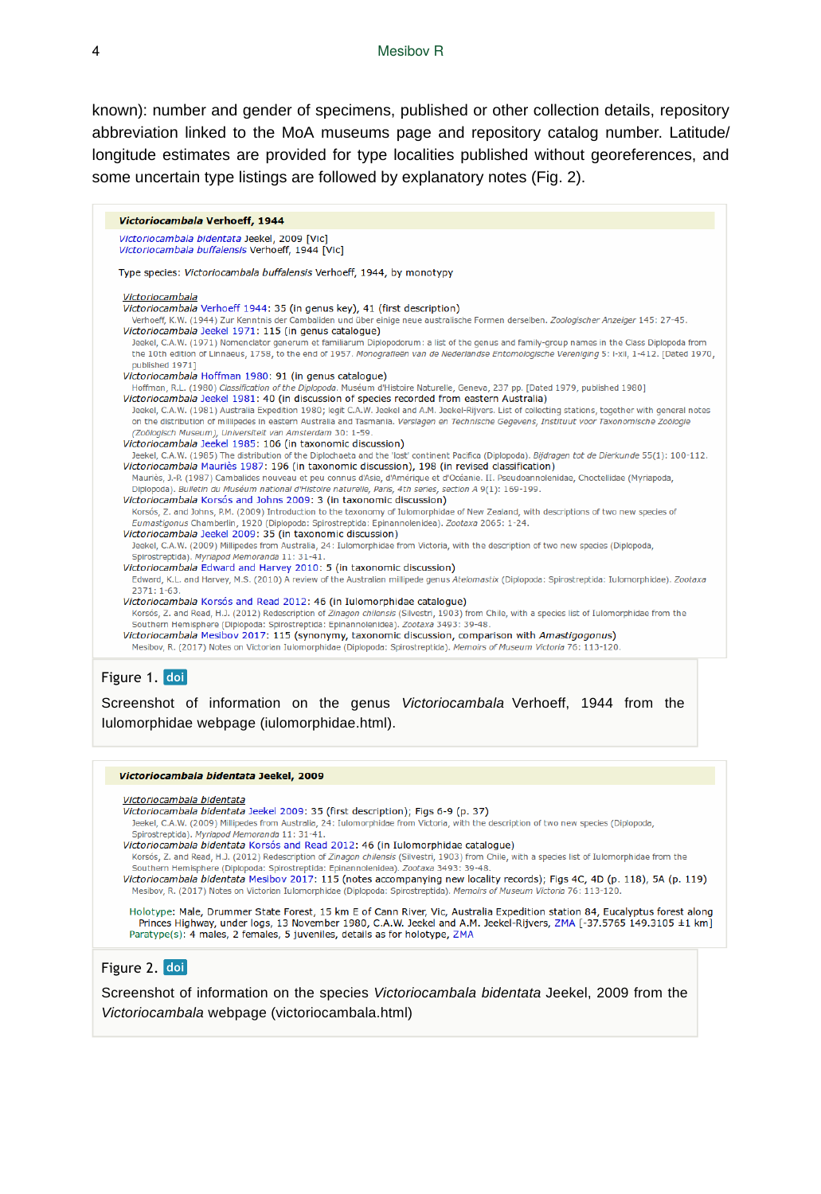known): number and gender of specimens, published or other collection details, repository abbreviation linked to the MoA museums page and repository catalog number. Latitude/ longitude estimates are provided for type localities published without georeferences, and some uncertain type listings are followed by explanatory notes (Fig. 2).

**Victoriocambala Verhoeff, 1944**

*Victoriocambala bidentata* Jeekel, 2009 [Vic]
*Victoriocambala buffalensis* Verhoeff, 1944 [Vic]

Type species: *Victoriocambala buffalensis* Verhoeff, 1944, by monotypy

*Victoriocambala*
*Victoriocambala* Verhoeff 1944: 35 (in genus key), 41 (first description)
Verhoeff, K.W. (1944) Zur Kenntnis der Cambaliden und über einige neue australische Formen derselben. *Zoologischer Anzeiger* 145: 27-45.
*Victoriocambala* Jeekel 1971: 115 (in genus catalogue)
Jeekel, C.A.W. (1971) Nomenclator generum et familiarum Diplopodorum: a list of the genus and family-group names in the Class Diplopoda from the 10th edition of Linnaeus, 1758, to the end of 1957. *Monografieen van de Nederlandse Entomologische Vereniging* 5: i-xii, 1-412. [Dated 1970, published 1971]
*Victoriocambala* Hoffman 1980: 91 (in genus catalogue)
Hoffman, R.L. (1980) *Classification of the Diplopoda*. Muséum d'Histoire Naturelle, Geneva, 237 pp. [Dated 1979, published 1980]
*Victoriocambala* Jeekel 1981: 40 (in discussion of species recorded from eastern Australia)
Jeekel, C.A.W. (1981) Australia Expedition 1980; legit C.A.W. Jeekel and A.M. Jeekel-Rijvers. List of collecting stations, together with general notes on the distribution of millipedes in eastern Australia and Tasmania. *Verslagen en Technische Gegevens, Instituut voor Taxonomische Zoologie (Zoölogisch Museum), Universiteit van Amsterdam* 30: 1-59.
*Victoriocambala* Jeekel 1985: 106 (in taxonomic discussion)
Jeekel, C.A.W. (1985) The distribution of the Diplochaeta and the 'lost' continent Pacifica (Diplopoda). *Bijdragen tot de Dierkunde* 55(1): 100-112.
*Victoriocambala* Mauriès 1987: 196 (in taxonomic discussion), 198 (in revised classification)
Mauriès, J.-P. (1987) Cambalides nouveau et peu connus d'Asie, d'Amérique et d'Océanie. II. Pseudonannolenidae, Choctellidae (Myriapoda, Diplopoda). *Bulletin du Muséum national d'Histoire naturelle, Paris, 4th series, section A* 9(1): 169-199.
*Victoriocambala* Korsós and Johns 2009: 3 (in taxonomic discussion)
Korsós, Z. and Johns, P.M. (2009) Introduction to the taxonomy of Iulomorphidae of New Zealand, with descriptions of two new species of *Eumastigonus* Chamberlin, 1920 (Diplopoda: Spirostreptida: Epinannolenidea). *Zootaxa* 2065: 1-24.
*Victoriocambala* Jeekel 2009: 35 (in taxonomic discussion)
Jeekel, C.A.W. (2009) Millipedes from Australia, 24: Iulomorphidae from Victoria, with the description of two new species (Diplopoda, Spirostreptida). *Myriapod Memoranda* 11: 31-41.
*Victoriocambala* Edward and Harvey 2010: 5 (in taxonomic discussion)
Edward, K.L. and Harvey, M.S. (2010) A review of the Australian millipede genus *Atelomastix* (Diplopoda: Spirostreptida: Iulomorphidae). *Zootaxa* 2371: 1-63.
*Victoriocambala* Korsós and Read 2012: 46 (in Iulomorphidae catalogue)
Korsós, Z. and Read, H.J. (2012) Redescription of *Zinagon chilensis* (Silvestri, 1903) from Chile, with a species list of Iulomorphidae from the Southern Hemisphere (Diplopoda: Spirostreptida: Epinannolenidea). *Zootaxa* 3493: 39-48.
*Victoriocambala* Mesibov 2017: 115 (synonymy, taxonomic discussion, comparison with *Amastigogonus*)
Mesibov, R. (2017) Notes on Victorian Iulomorphidae (Diplopoda: Spirostreptida). *Memoirs of Museum Victoria* 76: 113-120.

Figure 1. doi

Screenshot of information on the genus *Victoriocambala* Verhoeff, 1944 from the Iulomorphidae webpage (iulomorphidae.html).

**Victoriocambala bidentata Jeekel, 2009**

*Victoriocambala bidentata*
*Victoriocambala bidentata* Jeekel 2009: 35 (first description); Figs 6-9 (p. 37)
Jeekel, C.A.W. (2009) Millipedes from Australia, 24: Iulomorphidae from Victoria, with the description of two new species (Diplopoda, Spirostreptida). *Myriapod Memoranda* 11: 31-41.
*Victoriocambala bidentata* Korsós and Read 2012: 46 (in Iulomorphidae catalogue)
Korsós, Z. and Read, H.J. (2012) Redescription of *Zinagon chilensis* (Silvestri, 1903) from Chile, with a species list of Iulomorphidae from the Southern Hemisphere (Diplopoda: Spirostreptida: Epinannolenidea). *Zootaxa* 3493: 39-48.
*Victoriocambala bidentata* Mesibov 2017: 115 (notes accompanying new locality records); Figs 4C, 4D (p. 118), 5A (p. 119)
Mesibov, R. (2017) Notes on Victorian Iulomorphidae (Diplopoda: Spirostreptida). *Memoirs of Museum Victoria* 76: 113-120.

Holotype: Male, Drummer State Forest, 15 km E of Cann River, Vic, Australia Expedition station 84, Eucalyptus forest along Princes Highway, under logs, 13 November 1980, C.A.W. Jeekel and A.M. Jeekel-Rijvers, ZMA [-37.5765 149.3105 ±1 km]
Paratype(s): 4 males, 2 females, 5 juveniles, details as for holotype, ZMA

Figure 2. doi

Screenshot of information on the species *Victoriocambala bidentata* Jeekel, 2009 from the *Victoriocambala* webpage (victoriocambala.html).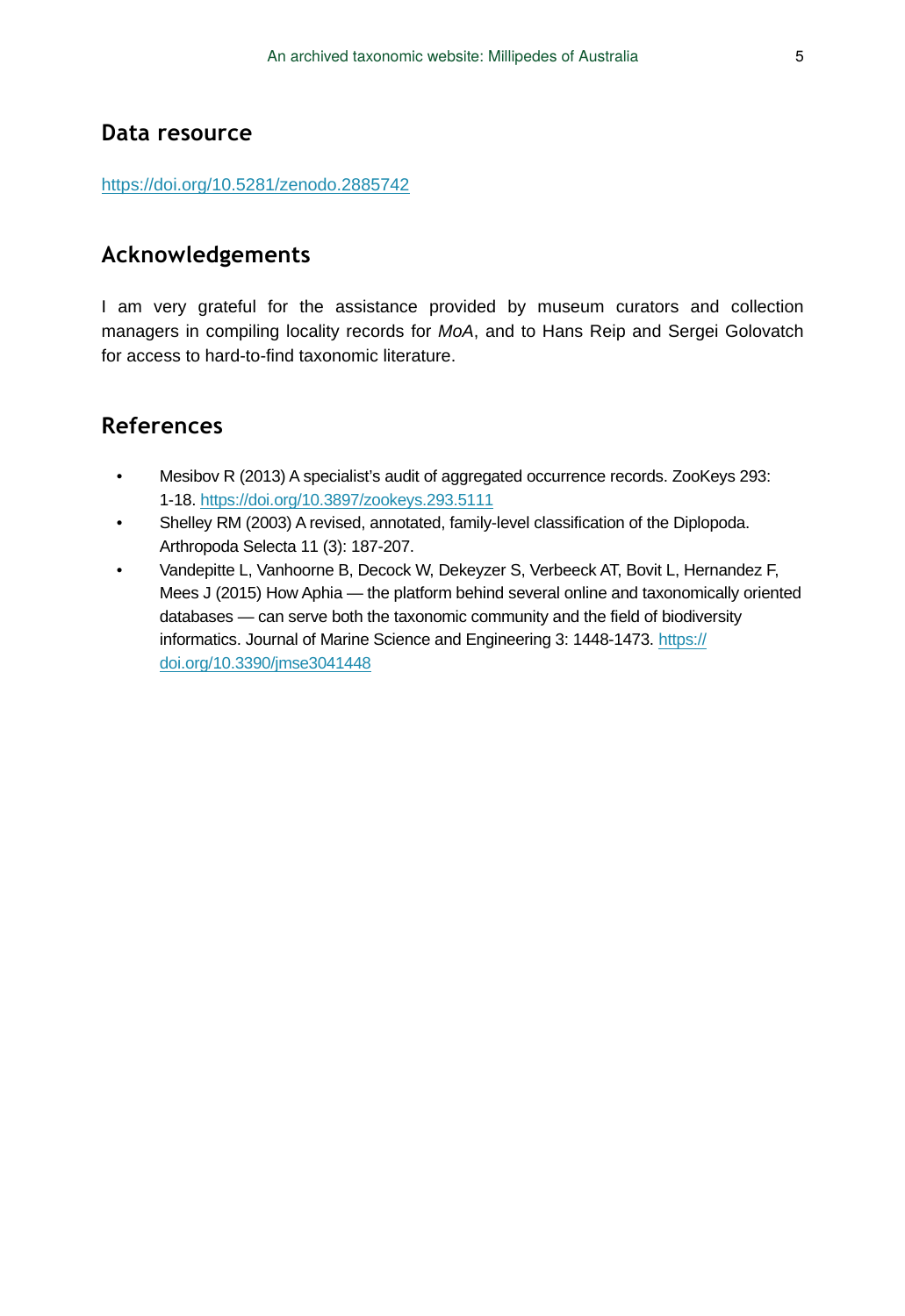## Data resource

https://doi.org/10.5281/zenodo.2885742

## Acknowledgements

I am very grateful for the assistance provided by museum curators and collection managers in compiling locality records for *MoA*, and to Hans Reip and Sergei Golovatch for access to hard-to-find taxonomic literature.

## References

- Mesibov R (2013) A specialist's audit of aggregated occurrence records. ZooKeys 293: 1-18. https://doi.org/10.3897/zookeys.293.5111
- Shelley RM (2003) A revised, annotated, family-level classification of the Diplopoda. Arthropoda Selecta 11 (3): 187-207.
- Vandepitte L, Vanhoorne B, Decock W, Dekeyzer S, Verbeeck AT, Bovit L, Hernandez F, Mees J (2015) How Aphia — the platform behind several online and taxonomically oriented databases — can serve both the taxonomic community and the field of biodiversity informatics. Journal of Marine Science and Engineering 3: 1448-1473. https://doi.org/10.3390/jmse3041448